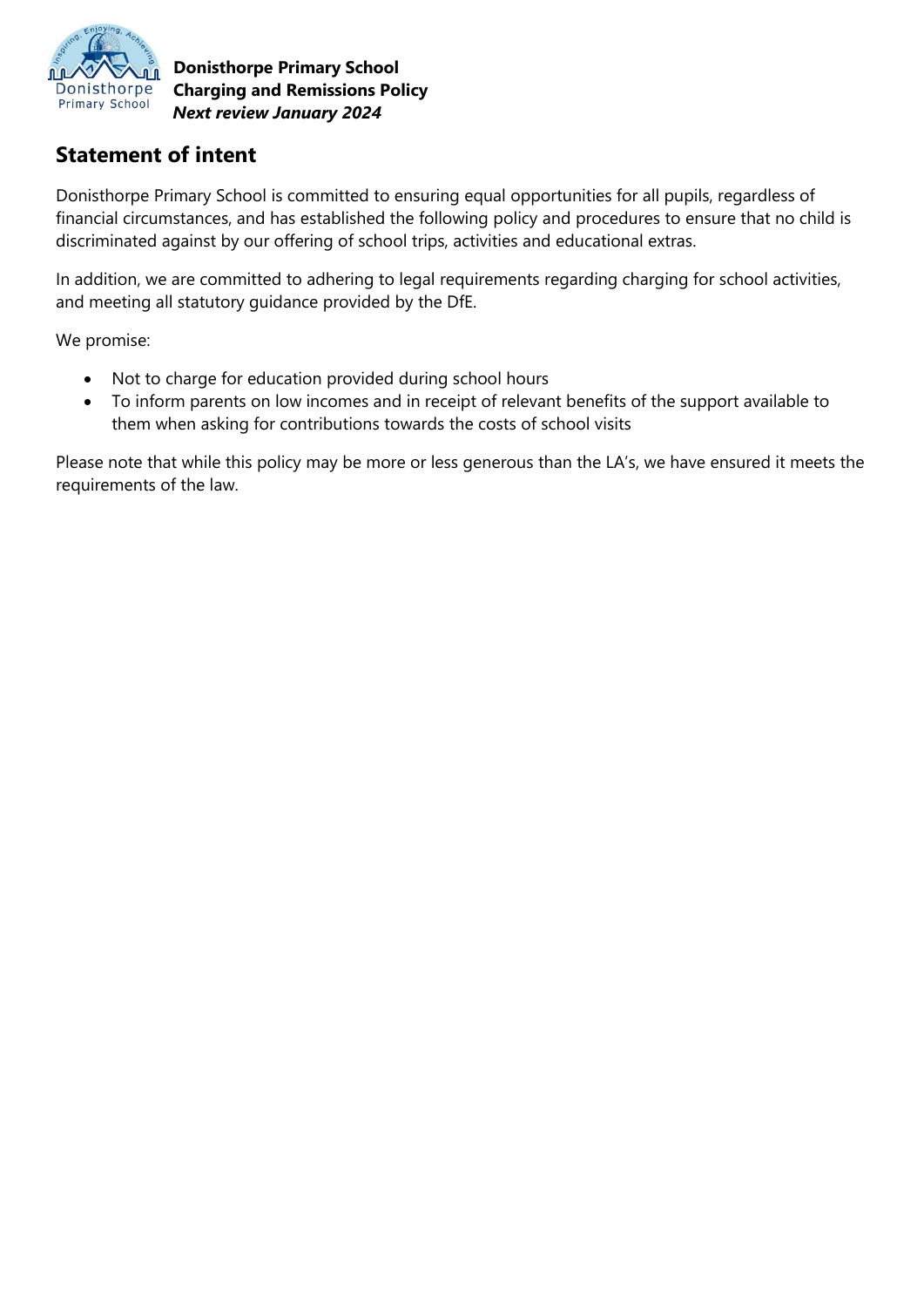**Donisthorpe Primary School**
**Charging and Remissions Policy**
***Next review January 2024***

## Statement of intent

Donisthorpe Primary School is committed to ensuring equal opportunities for all pupils, regardless of financial circumstances, and has established the following policy and procedures to ensure that no child is discriminated against by our offering of school trips, activities and educational extras.

In addition, we are committed to adhering to legal requirements regarding charging for school activities, and meeting all statutory guidance provided by the DfE.

We promise:

- Not to charge for education provided during school hours
- To inform parents on low incomes and in receipt of relevant benefits of the support available to them when asking for contributions towards the costs of school visits

Please note that while this policy may be more or less generous than the LA's, we have ensured it meets the requirements of the law.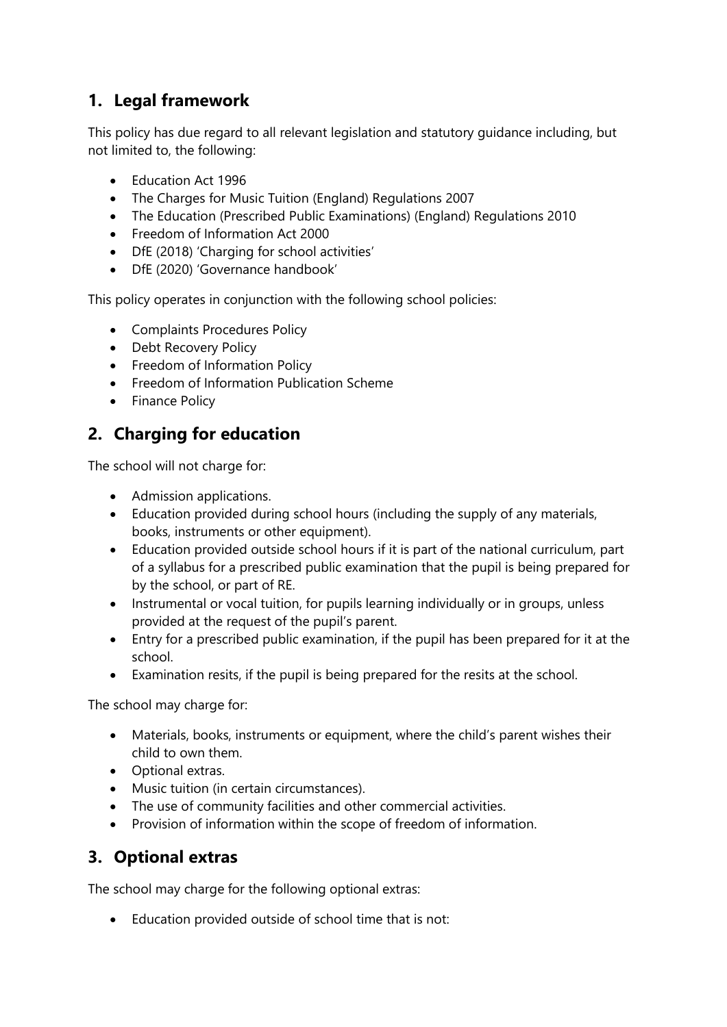## 1. Legal framework

This policy has due regard to all relevant legislation and statutory guidance including, but not limited to, the following:

- Education Act 1996
- The Charges for Music Tuition (England) Regulations 2007
- The Education (Prescribed Public Examinations) (England) Regulations 2010
- Freedom of Information Act 2000
- DfE (2018) 'Charging for school activities'
- DfE (2020) 'Governance handbook'

This policy operates in conjunction with the following school policies:

- Complaints Procedures Policy
- Debt Recovery Policy
- Freedom of Information Policy
- Freedom of Information Publication Scheme
- Finance Policy

## 2. Charging for education

The school will not charge for:

- Admission applications.
- Education provided during school hours (including the supply of any materials, books, instruments or other equipment).
- Education provided outside school hours if it is part of the national curriculum, part of a syllabus for a prescribed public examination that the pupil is being prepared for by the school, or part of RE.
- Instrumental or vocal tuition, for pupils learning individually or in groups, unless provided at the request of the pupil's parent.
- Entry for a prescribed public examination, if the pupil has been prepared for it at the school.
- Examination resits, if the pupil is being prepared for the resits at the school.

The school may charge for:

- Materials, books, instruments or equipment, where the child's parent wishes their child to own them.
- Optional extras.
- Music tuition (in certain circumstances).
- The use of community facilities and other commercial activities.
- Provision of information within the scope of freedom of information.

## 3. Optional extras

The school may charge for the following optional extras:

- Education provided outside of school time that is not: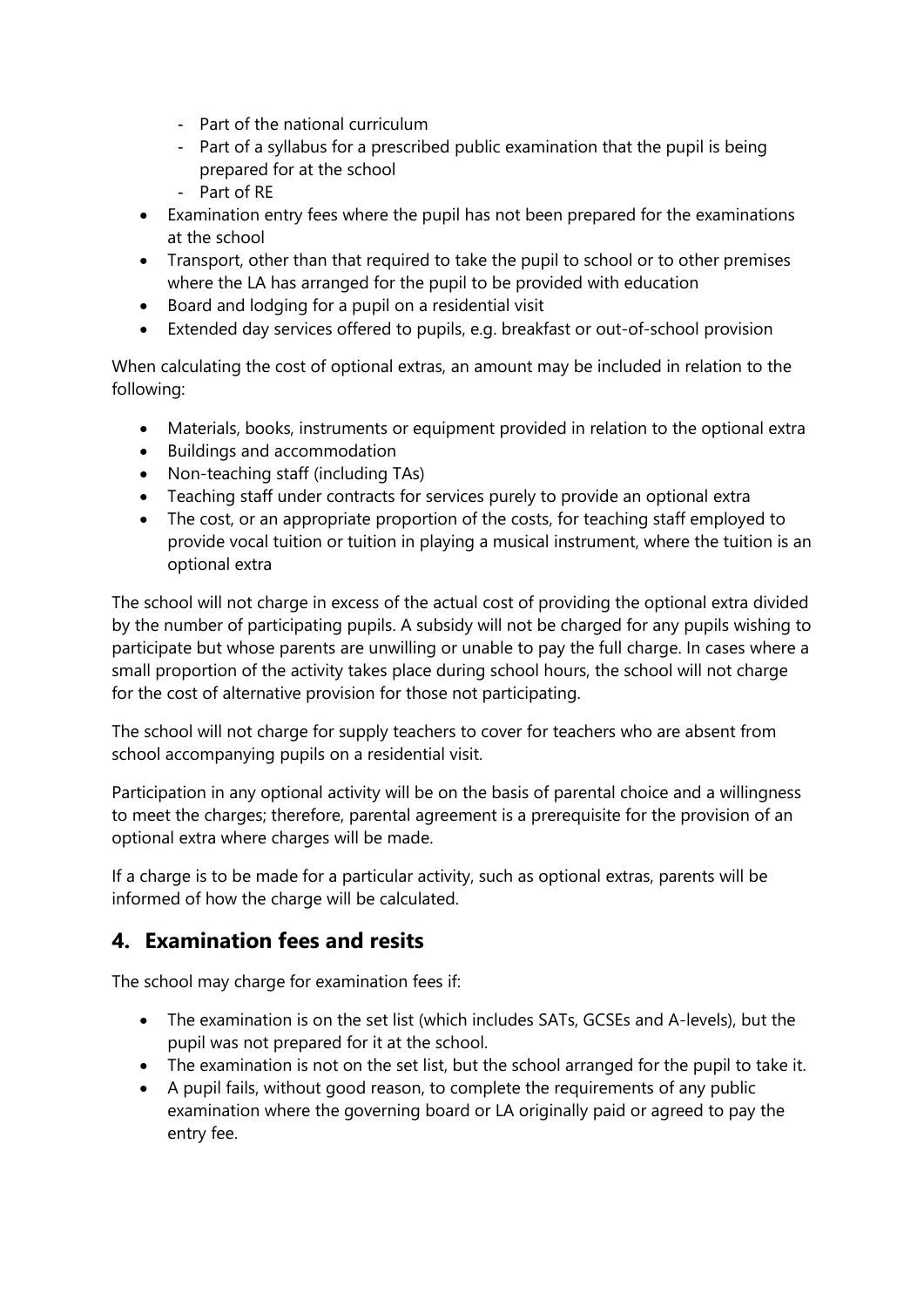- Part of the national curriculum
  - Part of a syllabus for a prescribed public examination that the pupil is being prepared for at the school
  - Part of RE
- Examination entry fees where the pupil has not been prepared for the examinations at the school
- Transport, other than that required to take the pupil to school or to other premises where the LA has arranged for the pupil to be provided with education
- Board and lodging for a pupil on a residential visit
- Extended day services offered to pupils, e.g. breakfast or out-of-school provision

When calculating the cost of optional extras, an amount may be included in relation to the following:

- Materials, books, instruments or equipment provided in relation to the optional extra
- Buildings and accommodation
- Non-teaching staff (including TAs)
- Teaching staff under contracts for services purely to provide an optional extra
- The cost, or an appropriate proportion of the costs, for teaching staff employed to provide vocal tuition or tuition in playing a musical instrument, where the tuition is an optional extra

The school will not charge in excess of the actual cost of providing the optional extra divided by the number of participating pupils. A subsidy will not be charged for any pupils wishing to participate but whose parents are unwilling or unable to pay the full charge. In cases where a small proportion of the activity takes place during school hours, the school will not charge for the cost of alternative provision for those not participating.

The school will not charge for supply teachers to cover for teachers who are absent from school accompanying pupils on a residential visit.

Participation in any optional activity will be on the basis of parental choice and a willingness to meet the charges; therefore, parental agreement is a prerequisite for the provision of an optional extra where charges will be made.

If a charge is to be made for a particular activity, such as optional extras, parents will be informed of how the charge will be calculated.

## 4. Examination fees and resits

The school may charge for examination fees if:

- The examination is on the set list (which includes SATs, GCSEs and A-levels), but the pupil was not prepared for it at the school.
- The examination is not on the set list, but the school arranged for the pupil to take it.
- A pupil fails, without good reason, to complete the requirements of any public examination where the governing board or LA originally paid or agreed to pay the entry fee.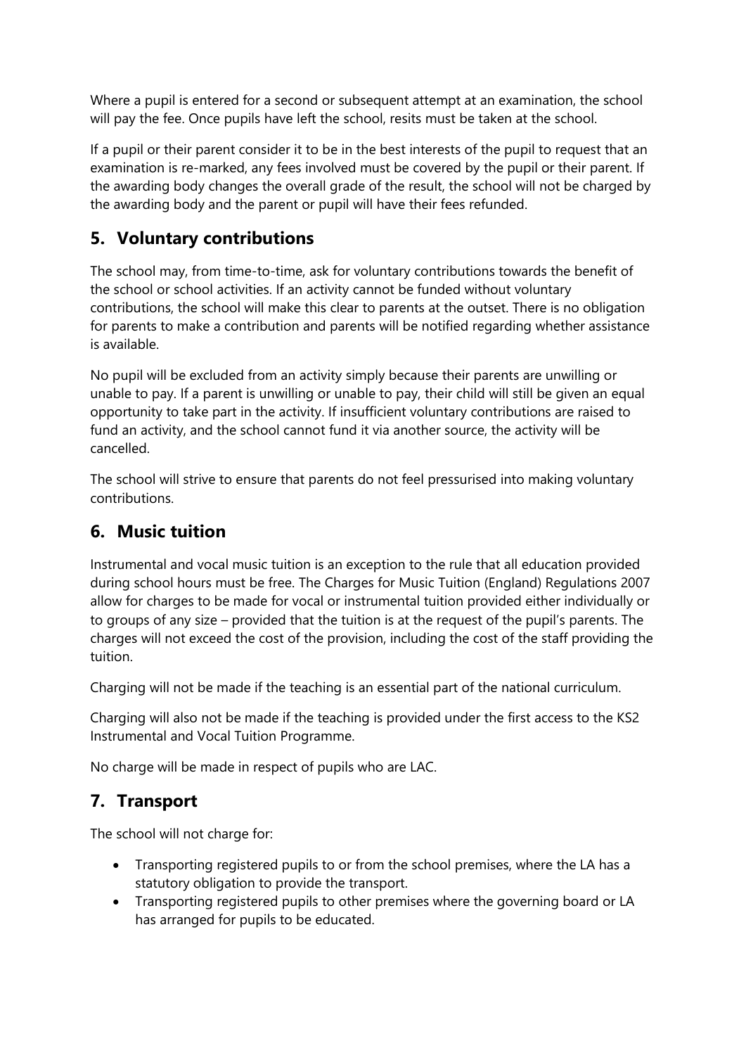Where a pupil is entered for a second or subsequent attempt at an examination, the school will pay the fee. Once pupils have left the school, resits must be taken at the school.

If a pupil or their parent consider it to be in the best interests of the pupil to request that an examination is re-marked, any fees involved must be covered by the pupil or their parent. If the awarding body changes the overall grade of the result, the school will not be charged by the awarding body and the parent or pupil will have their fees refunded.

## 5. Voluntary contributions

The school may, from time-to-time, ask for voluntary contributions towards the benefit of the school or school activities. If an activity cannot be funded without voluntary contributions, the school will make this clear to parents at the outset. There is no obligation for parents to make a contribution and parents will be notified regarding whether assistance is available.

No pupil will be excluded from an activity simply because their parents are unwilling or unable to pay. If a parent is unwilling or unable to pay, their child will still be given an equal opportunity to take part in the activity. If insufficient voluntary contributions are raised to fund an activity, and the school cannot fund it via another source, the activity will be cancelled.

The school will strive to ensure that parents do not feel pressurised into making voluntary contributions.

## 6. Music tuition

Instrumental and vocal music tuition is an exception to the rule that all education provided during school hours must be free. The Charges for Music Tuition (England) Regulations 2007 allow for charges to be made for vocal or instrumental tuition provided either individually or to groups of any size – provided that the tuition is at the request of the pupil's parents. The charges will not exceed the cost of the provision, including the cost of the staff providing the tuition.

Charging will not be made if the teaching is an essential part of the national curriculum.

Charging will also not be made if the teaching is provided under the first access to the KS2 Instrumental and Vocal Tuition Programme.

No charge will be made in respect of pupils who are LAC.

## 7. Transport

The school will not charge for:

- Transporting registered pupils to or from the school premises, where the LA has a statutory obligation to provide the transport.
- Transporting registered pupils to other premises where the governing board or LA has arranged for pupils to be educated.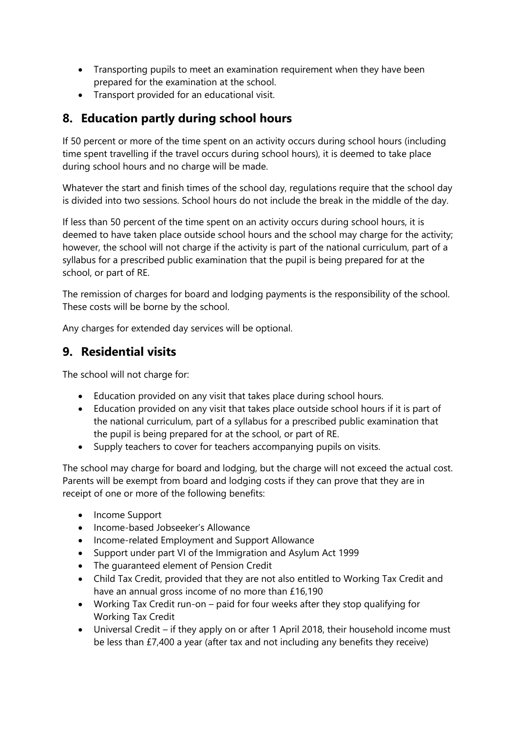- Transporting pupils to meet an examination requirement when they have been prepared for the examination at the school.
- Transport provided for an educational visit.

## 8. Education partly during school hours

If 50 percent or more of the time spent on an activity occurs during school hours (including time spent travelling if the travel occurs during school hours), it is deemed to take place during school hours and no charge will be made.

Whatever the start and finish times of the school day, regulations require that the school day is divided into two sessions. School hours do not include the break in the middle of the day.

If less than 50 percent of the time spent on an activity occurs during school hours, it is deemed to have taken place outside school hours and the school may charge for the activity; however, the school will not charge if the activity is part of the national curriculum, part of a syllabus for a prescribed public examination that the pupil is being prepared for at the school, or part of RE.

The remission of charges for board and lodging payments is the responsibility of the school. These costs will be borne by the school.

Any charges for extended day services will be optional.

## 9. Residential visits

The school will not charge for:

- Education provided on any visit that takes place during school hours.
- Education provided on any visit that takes place outside school hours if it is part of the national curriculum, part of a syllabus for a prescribed public examination that the pupil is being prepared for at the school, or part of RE.
- Supply teachers to cover for teachers accompanying pupils on visits.

The school may charge for board and lodging, but the charge will not exceed the actual cost. Parents will be exempt from board and lodging costs if they can prove that they are in receipt of one or more of the following benefits:

- Income Support
- Income-based Jobseeker's Allowance
- Income-related Employment and Support Allowance
- Support under part VI of the Immigration and Asylum Act 1999
- The guaranteed element of Pension Credit
- Child Tax Credit, provided that they are not also entitled to Working Tax Credit and have an annual gross income of no more than £16,190
- Working Tax Credit run-on – paid for four weeks after they stop qualifying for Working Tax Credit
- Universal Credit – if they apply on or after 1 April 2018, their household income must be less than £7,400 a year (after tax and not including any benefits they receive)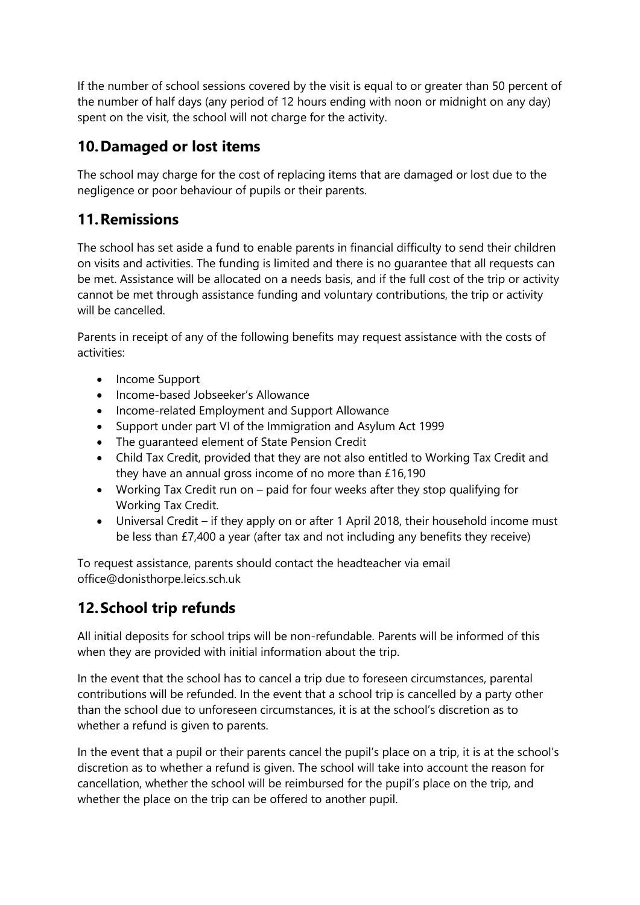If the number of school sessions covered by the visit is equal to or greater than 50 percent of the number of half days (any period of 12 hours ending with noon or midnight on any day) spent on the visit, the school will not charge for the activity.

## 10. Damaged or lost items

The school may charge for the cost of replacing items that are damaged or lost due to the negligence or poor behaviour of pupils or their parents.

## 11. Remissions

The school has set aside a fund to enable parents in financial difficulty to send their children on visits and activities. The funding is limited and there is no guarantee that all requests can be met. Assistance will be allocated on a needs basis, and if the full cost of the trip or activity cannot be met through assistance funding and voluntary contributions, the trip or activity will be cancelled.

Parents in receipt of any of the following benefits may request assistance with the costs of activities:

- Income Support
- Income-based Jobseeker's Allowance
- Income-related Employment and Support Allowance
- Support under part VI of the Immigration and Asylum Act 1999
- The guaranteed element of State Pension Credit
- Child Tax Credit, provided that they are not also entitled to Working Tax Credit and they have an annual gross income of no more than £16,190
- Working Tax Credit run on – paid for four weeks after they stop qualifying for Working Tax Credit.
- Universal Credit – if they apply on or after 1 April 2018, their household income must be less than £7,400 a year (after tax and not including any benefits they receive)

To request assistance, parents should contact the headteacher via email office@donisthorpe.leics.sch.uk

## 12. School trip refunds

All initial deposits for school trips will be non-refundable. Parents will be informed of this when they are provided with initial information about the trip.

In the event that the school has to cancel a trip due to foreseen circumstances, parental contributions will be refunded. In the event that a school trip is cancelled by a party other than the school due to unforeseen circumstances, it is at the school's discretion as to whether a refund is given to parents.

In the event that a pupil or their parents cancel the pupil's place on a trip, it is at the school's discretion as to whether a refund is given. The school will take into account the reason for cancellation, whether the school will be reimbursed for the pupil's place on the trip, and whether the place on the trip can be offered to another pupil.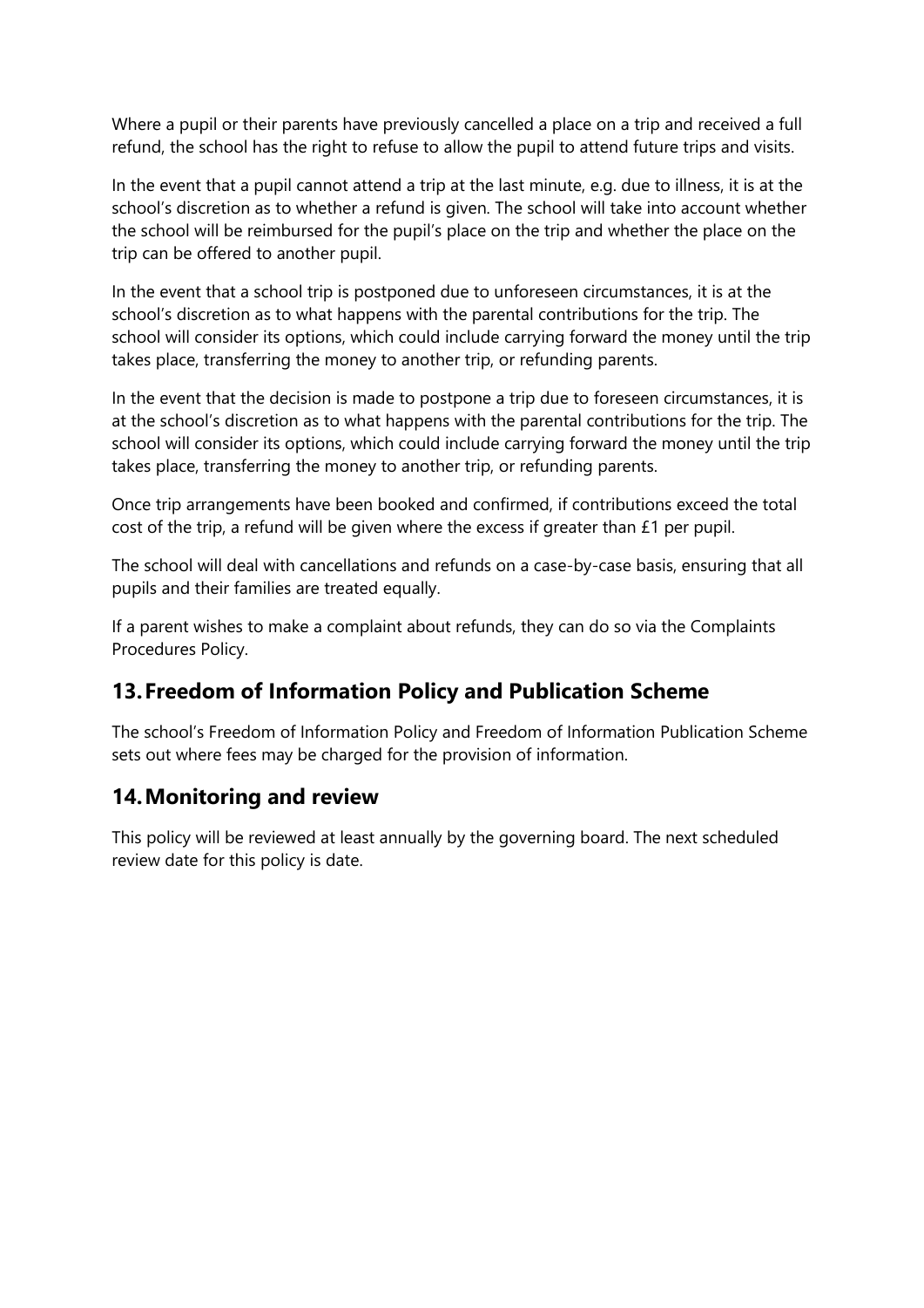Where a pupil or their parents have previously cancelled a place on a trip and received a full refund, the school has the right to refuse to allow the pupil to attend future trips and visits.

In the event that a pupil cannot attend a trip at the last minute, e.g. due to illness, it is at the school's discretion as to whether a refund is given. The school will take into account whether the school will be reimbursed for the pupil's place on the trip and whether the place on the trip can be offered to another pupil.

In the event that a school trip is postponed due to unforeseen circumstances, it is at the school's discretion as to what happens with the parental contributions for the trip. The school will consider its options, which could include carrying forward the money until the trip takes place, transferring the money to another trip, or refunding parents.

In the event that the decision is made to postpone a trip due to foreseen circumstances, it is at the school's discretion as to what happens with the parental contributions for the trip. The school will consider its options, which could include carrying forward the money until the trip takes place, transferring the money to another trip, or refunding parents.

Once trip arrangements have been booked and confirmed, if contributions exceed the total cost of the trip, a refund will be given where the excess if greater than £1 per pupil.

The school will deal with cancellations and refunds on a case-by-case basis, ensuring that all pupils and their families are treated equally.

If a parent wishes to make a complaint about refunds, they can do so via the Complaints Procedures Policy.

## 13. Freedom of Information Policy and Publication Scheme

The school's Freedom of Information Policy and Freedom of Information Publication Scheme sets out where fees may be charged for the provision of information.

## 14. Monitoring and review

This policy will be reviewed at least annually by the governing board. The next scheduled review date for this policy is date.